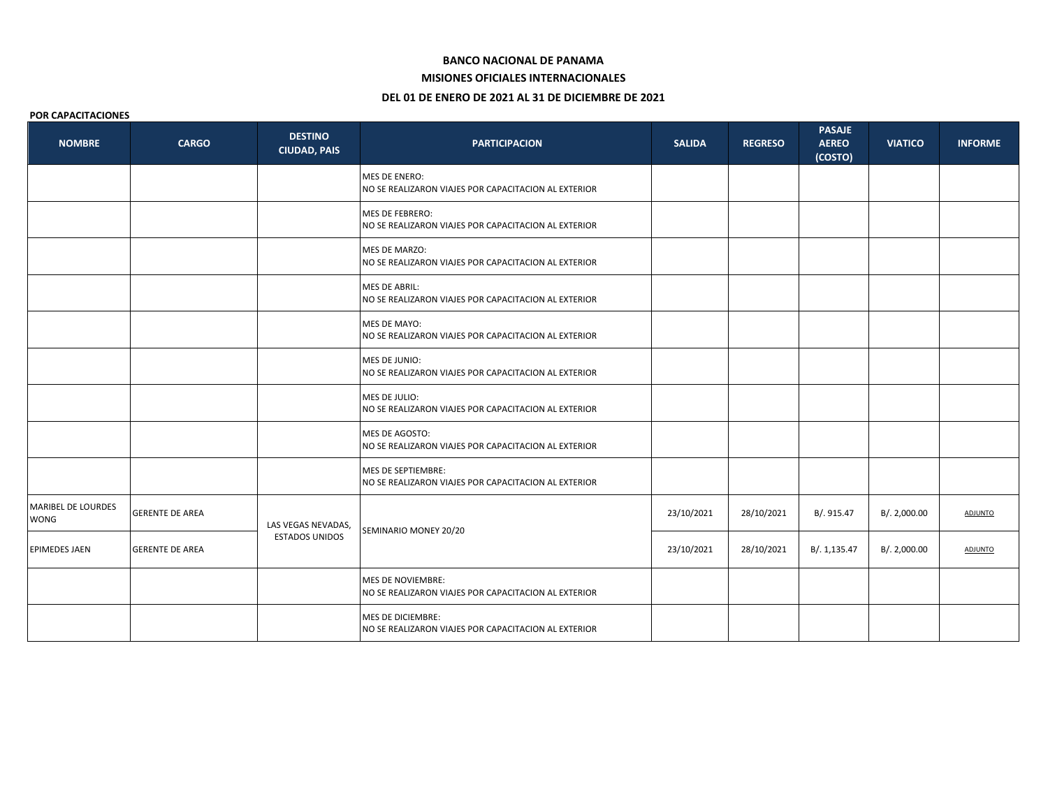**BANCO NACIONAL DE PANAMA**

**MISIONES OFICIALES INTERNACIONALES**

**DEL 01 DE ENERO DE 2021 AL 31 DE DICIEMBRE DE 2021**

**POR CAPACITACIONES**

| NOMBRE | CARGO | DESTINO CIUDAD, PAIS | PARTICIPACION | SALIDA | REGRESO | PASAJE AEREO (COSTO) | VIATICO | INFORME |
|---|---|---|---|---|---|---|---|---|
| | | | MES DE ENERO: NO SE REALIZARON VIAJES POR CAPACITACION AL EXTERIOR | | | | | |
| | | | MES DE FEBRERO: NO SE REALIZARON VIAJES POR CAPACITACION AL EXTERIOR | | | | | |
| | | | MES DE MARZO: NO SE REALIZARON VIAJES POR CAPACITACION AL EXTERIOR | | | | | |
| | | | MES DE ABRIL: NO SE REALIZARON VIAJES POR CAPACITACION AL EXTERIOR | | | | | |
| | | | MES DE MAYO: NO SE REALIZARON VIAJES POR CAPACITACION AL EXTERIOR | | | | | |
| | | | MES DE JUNIO: NO SE REALIZARON VIAJES POR CAPACITACION AL EXTERIOR | | | | | |
| | | | MES DE JULIO: NO SE REALIZARON VIAJES POR CAPACITACION AL EXTERIOR | | | | | |
| | | | MES DE AGOSTO: NO SE REALIZARON VIAJES POR CAPACITACION AL EXTERIOR | | | | | |
| | | | MES DE SEPTIEMBRE: NO SE REALIZARON VIAJES POR CAPACITACION AL EXTERIOR | | | | | |
| MARIBEL DE LOURDES WONG | GERENTE DE AREA | LAS VEGAS NEVADAS, ESTADOS UNIDOS | SEMINARIO MONEY 20/20 | 23/10/2021 | 28/10/2021 | B/. 915.47 | B/. 2,000.00 | ADJUNTO |
| EPIMEDES JAEN | GERENTE DE AREA | LAS VEGAS NEVADAS, ESTADOS UNIDOS | SEMINARIO MONEY 20/20 | 23/10/2021 | 28/10/2021 | B/. 1,135.47 | B/. 2,000.00 | ADJUNTO |
| | | | MES DE NOVIEMBRE: NO SE REALIZARON VIAJES POR CAPACITACION AL EXTERIOR | | | | | |
| | | | MES DE DICIEMBRE: NO SE REALIZARON VIAJES POR CAPACITACION AL EXTERIOR | | | | | |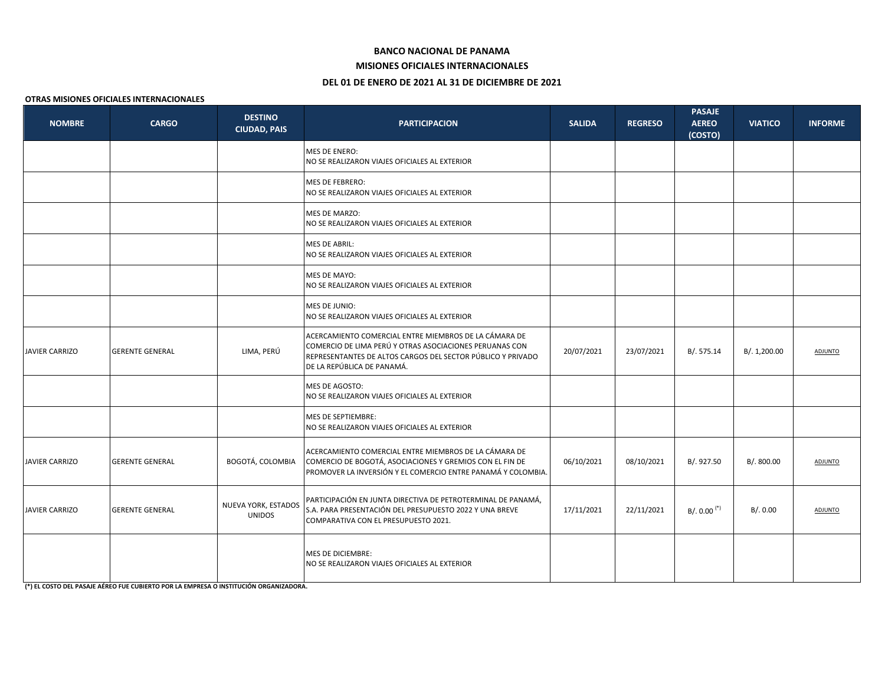**BANCO NACIONAL DE PANAMA**

**MISIONES OFICIALES INTERNACIONALES**

**DEL 01 DE ENERO DE 2021 AL 31 DE DICIEMBRE DE 2021**

**OTRAS MISIONES OFICIALES INTERNACIONALES**

| NOMBRE | CARGO | DESTINO CIUDAD, PAIS | PARTICIPACION | SALIDA | REGRESO | PASAJE AEREO (COSTO) | VIATICO | INFORME |
|---|---|---|---|---|---|---|---|---|
| | | | MES DE ENERO: NO SE REALIZARON VIAJES OFICIALES AL EXTERIOR | | | | | |
| | | | MES DE FEBRERO: NO SE REALIZARON VIAJES OFICIALES AL EXTERIOR | | | | | |
| | | | MES DE MARZO: NO SE REALIZARON VIAJES OFICIALES AL EXTERIOR | | | | | |
| | | | MES DE ABRIL: NO SE REALIZARON VIAJES OFICIALES AL EXTERIOR | | | | | |
| | | | MES DE MAYO: NO SE REALIZARON VIAJES OFICIALES AL EXTERIOR | | | | | |
| | | | MES DE JUNIO: NO SE REALIZARON VIAJES OFICIALES AL EXTERIOR | | | | | |
| JAVIER CARRIZO | GERENTE GENERAL | LIMA, PERÚ | ACERCAMIENTO COMERCIAL ENTRE MIEMBROS DE LA CÁMARA DE COMERCIO DE LIMA PERÚ Y OTRAS ASOCIACIONES PERUANAS CON REPRESENTANTES DE ALTOS CARGOS DEL SECTOR PÚBLICO Y PRIVADO DE LA REPÚBLICA DE PANAMÁ. | 20/07/2021 | 23/07/2021 | B/. 575.14 | B/. 1,200.00 | ADJUNTO |
| | | | MES DE AGOSTO: NO SE REALIZARON VIAJES OFICIALES AL EXTERIOR | | | | | |
| | | | MES DE SEPTIEMBRE: NO SE REALIZARON VIAJES OFICIALES AL EXTERIOR | | | | | |
| JAVIER CARRIZO | GERENTE GENERAL | BOGOTÁ, COLOMBIA | ACERCAMIENTO COMERCIAL ENTRE MIEMBROS DE LA CÁMARA DE COMERCIO DE BOGOTÁ, ASOCIACIONES Y GREMIOS CON EL FIN DE PROMOVER LA INVERSIÓN Y EL COMERCIO ENTRE PANAMÁ Y COLOMBIA. | 06/10/2021 | 08/10/2021 | B/. 927.50 | B/. 800.00 | ADJUNTO |
| JAVIER CARRIZO | GERENTE GENERAL | NUEVA YORK, ESTADOS UNIDOS | PARTICIPACIÓN EN JUNTA DIRECTIVA DE PETROTERMINAL DE PANAMÁ, S.A. PARA PRESENTACIÓN DEL PRESUPUESTO 2022 Y UNA BREVE COMPARATIVA CON EL PRESUPUESTO 2021. | 17/11/2021 | 22/11/2021 | B/. 0.00 (*) | B/. 0.00 | ADJUNTO |
| | | | MES DE DICIEMBRE: NO SE REALIZARON VIAJES OFICIALES AL EXTERIOR | | | | | |

**(*) EL COSTO DEL PASAJE AÉREO FUE CUBIERTO POR LA EMPRESA O INSTITUCIÓN ORGANIZADORA.**